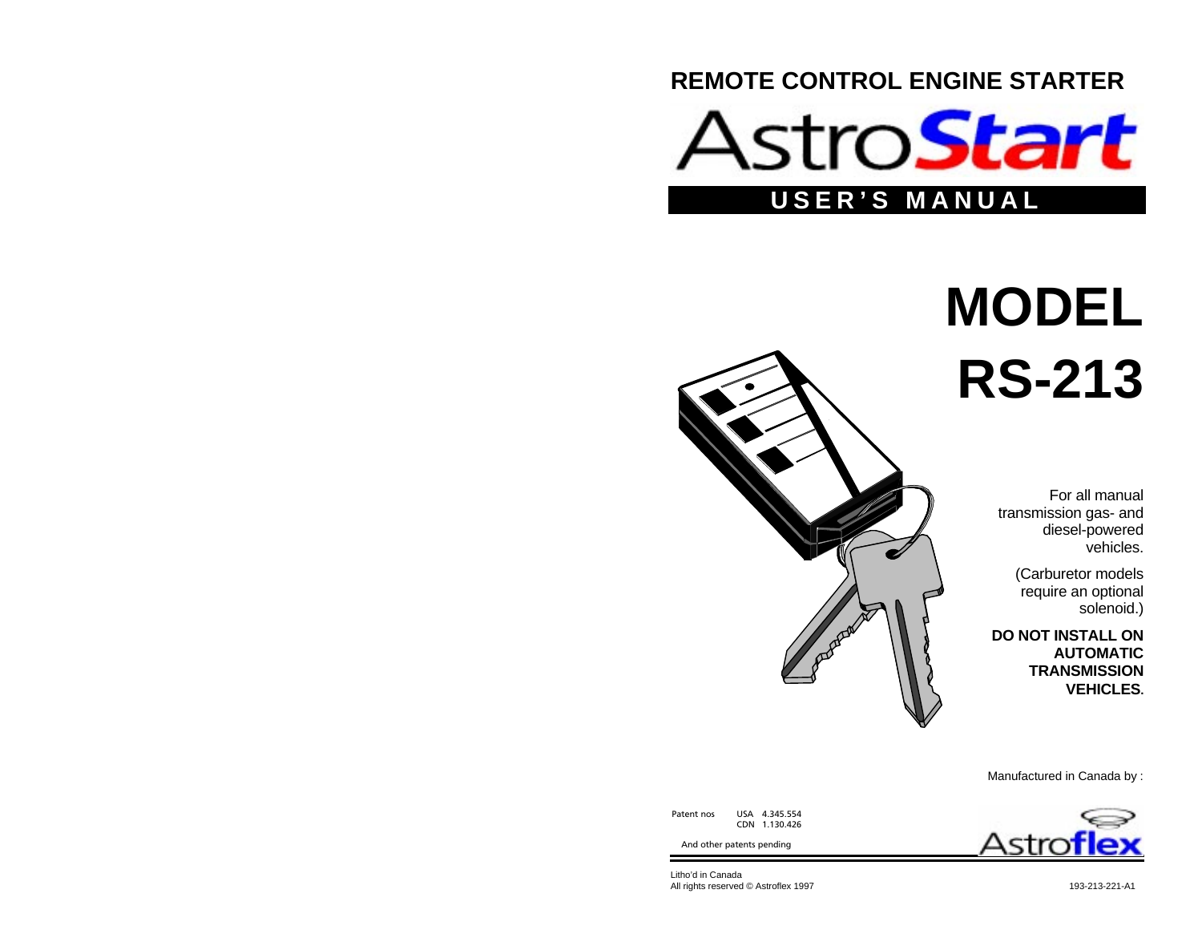**REMOTE CONTROL ENGINE STARTER**

# AstroStart

## USER'S MANUAL

# MODEL RS-213

For all manual transmission gas- and diesel-powered vehicles.

(Carburetor models require an optional solenoid.)

**DO NOT INSTALL ON AUTOMATIC TRANSMISSION VEHICLES.**

Manufactured in Canada by :

Astroflex

Patent nos USA 4.345.554
CDN 1.130.426

And other patents pending

Litho'd in Canada
All rights reserved © Astroflex 1997

193-213-221-A1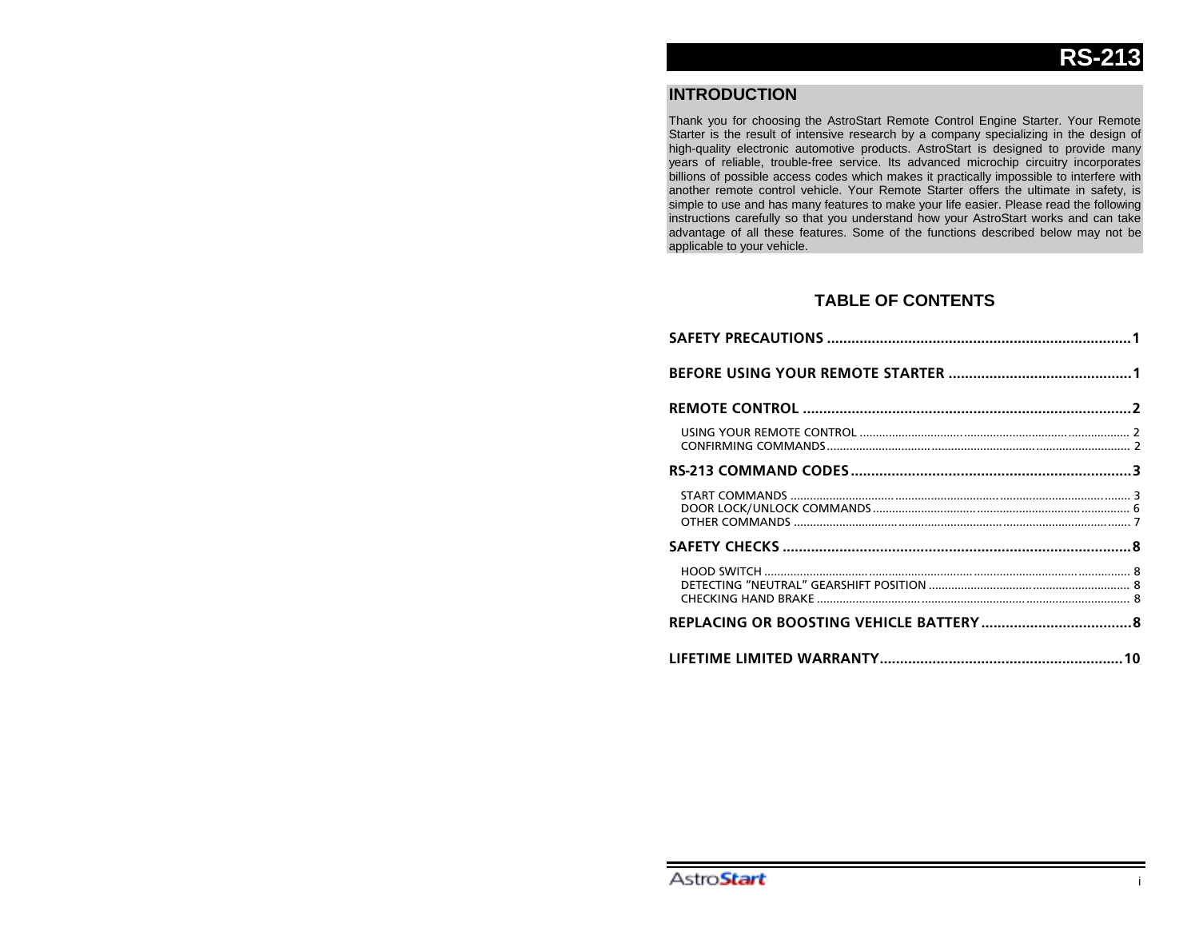# RS-213

## INTRODUCTION

Thank you for choosing the AstroStart Remote Control Engine Starter. Your Remote Starter is the result of intensive research by a company specializing in the design of high-quality electronic automotive products. AstroStart is designed to provide many years of reliable, trouble-free service. Its advanced microchip circuitry incorporates billions of possible access codes which makes it practically impossible to interfere with another remote control vehicle. Your Remote Starter offers the ultimate in safety, is simple to use and has many features to make your life easier. Please read the following instructions carefully so that you understand how your AstroStart works and can take advantage of all these features. Some of the functions described below may not be applicable to your vehicle.

## TABLE OF CONTENTS

**SAFETY PRECAUTIONS** ....... **1**

**BEFORE USING YOUR REMOTE STARTER** ....... **1**

**REMOTE CONTROL** ....... **2**

- USING YOUR REMOTE CONTROL ....... 2
- CONFIRMING COMMANDS ....... 2

**RS-213 COMMAND CODES** ....... **3**

- START COMMANDS ....... 3
- DOOR LOCK/UNLOCK COMMANDS ....... 6
- OTHER COMMANDS ....... 7

**SAFETY CHECKS** ....... **8**

- HOOD SWITCH ....... 8
- DETECTING "NEUTRAL" GEARSHIFT POSITION ....... 8
- CHECKING HAND BRAKE ....... 8

**REPLACING OR BOOSTING VEHICLE BATTERY** ....... **8**

**LIFETIME LIMITED WARRANTY** ....... **10**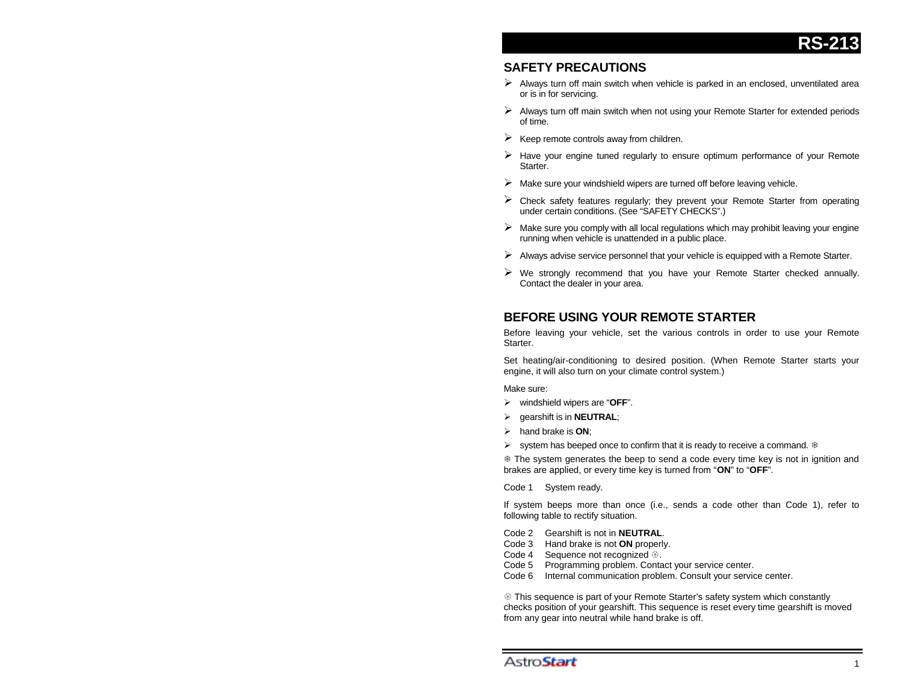# RS-213

## SAFETY PRECAUTIONS

- Always turn off main switch when vehicle is parked in an enclosed, unventilated area or is in for servicing.
- Always turn off main switch when not using your Remote Starter for extended periods of time.
- Keep remote controls away from children.
- Have your engine tuned regularly to ensure optimum performance of your Remote Starter.
- Make sure your windshield wipers are turned off before leaving vehicle.
- Check safety features regularly; they prevent your Remote Starter from operating under certain conditions. (See "SAFETY CHECKS".)
- Make sure you comply with all local regulations which may prohibit leaving your engine running when vehicle is unattended in a public place.
- Always advise service personnel that your vehicle is equipped with a Remote Starter.
- We strongly recommend that you have your Remote Starter checked annually. Contact the dealer in your area.

## BEFORE USING YOUR REMOTE STARTER

Before leaving your vehicle, set the various controls in order to use your Remote Starter.

Set heating/air-conditioning to desired position. (When Remote Starter starts your engine, it will also turn on your climate control system.)

Make sure:

- windshield wipers are "**OFF**".
- gearshift is in **NEUTRAL**;
- hand brake is **ON**;
- system has beeped once to confirm that it is ready to receive a command. ❆

❆ The system generates the beep to send a code every time key is not in ignition and brakes are applied, or every time key is turned from "**ON**" to "**OFF**".

Code 1 System ready.

If system beeps more than once (i.e., sends a code other than Code 1), refer to following table to rectify situation.

Code 2 Gearshift is not in **NEUTRAL**.
Code 3 Hand brake is not **ON** properly.
Code 4 Sequence not recognized ⊕.
Code 5 Programming problem. Contact your service center.
Code 6 Internal communication problem. Consult your service center.

⊕ This sequence is part of your Remote Starter's safety system which constantly checks position of your gearshift. This sequence is reset every time gearshift is moved from any gear into neutral while hand brake is off.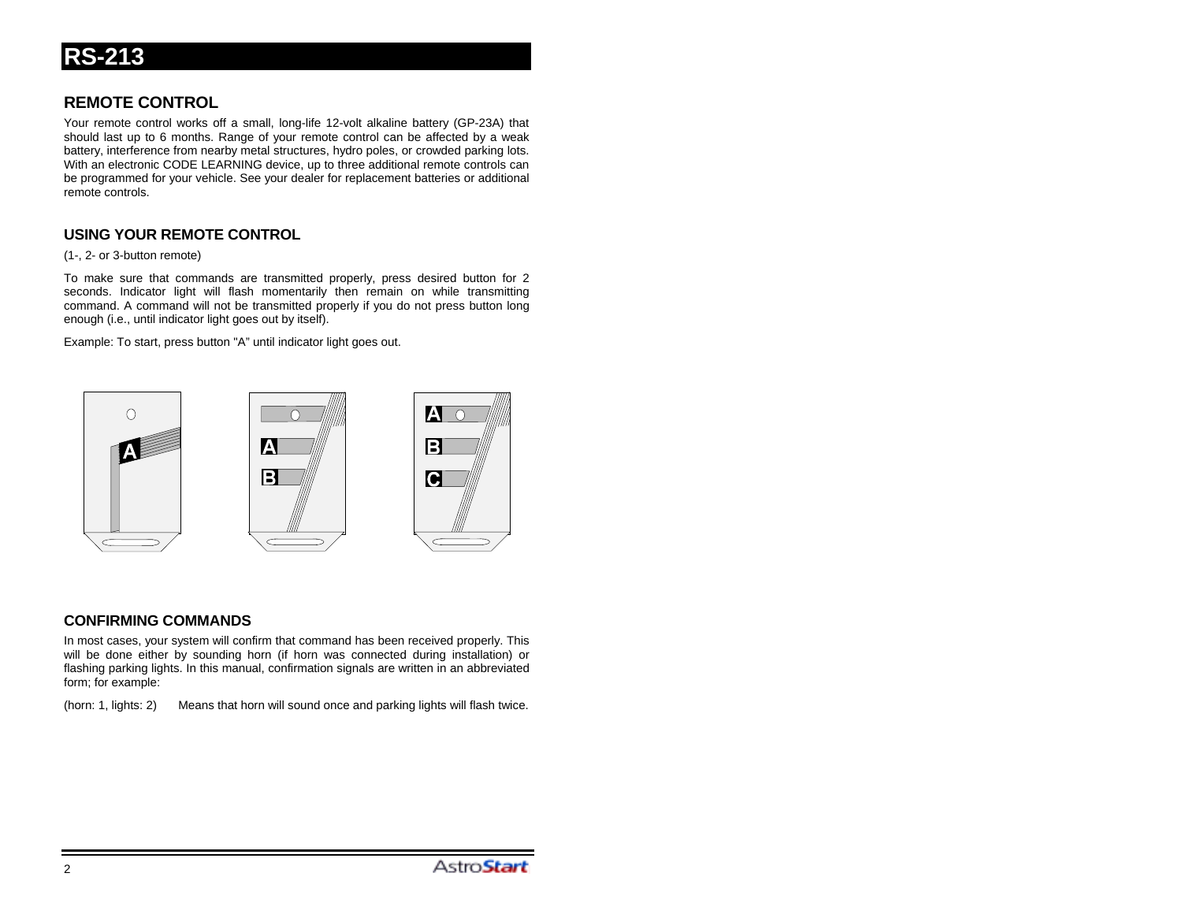# RS-213

## REMOTE CONTROL

Your remote control works off a small, long-life 12-volt alkaline battery (GP-23A) that should last up to 6 months. Range of your remote control can be affected by a weak battery, interference from nearby metal structures, hydro poles, or crowded parking lots. With an electronic CODE LEARNING device, up to three additional remote controls can be programmed for your vehicle. See your dealer for replacement batteries or additional remote controls.

## USING YOUR REMOTE CONTROL

(1-, 2- or 3-button remote)

To make sure that commands are transmitted properly, press desired button for 2 seconds. Indicator light will flash momentarily then remain on while transmitting command. A command will not be transmitted properly if you do not press button long enough (i.e., until indicator light goes out by itself).

Example: To start, press button "A" until indicator light goes out.

## CONFIRMING COMMANDS

In most cases, your system will confirm that command has been received properly. This will be done either by sounding horn (if horn was connected during installation) or flashing parking lights. In this manual, confirmation signals are written in an abbreviated form; for example:

(horn: 1, lights: 2) Means that horn will sound once and parking lights will flash twice.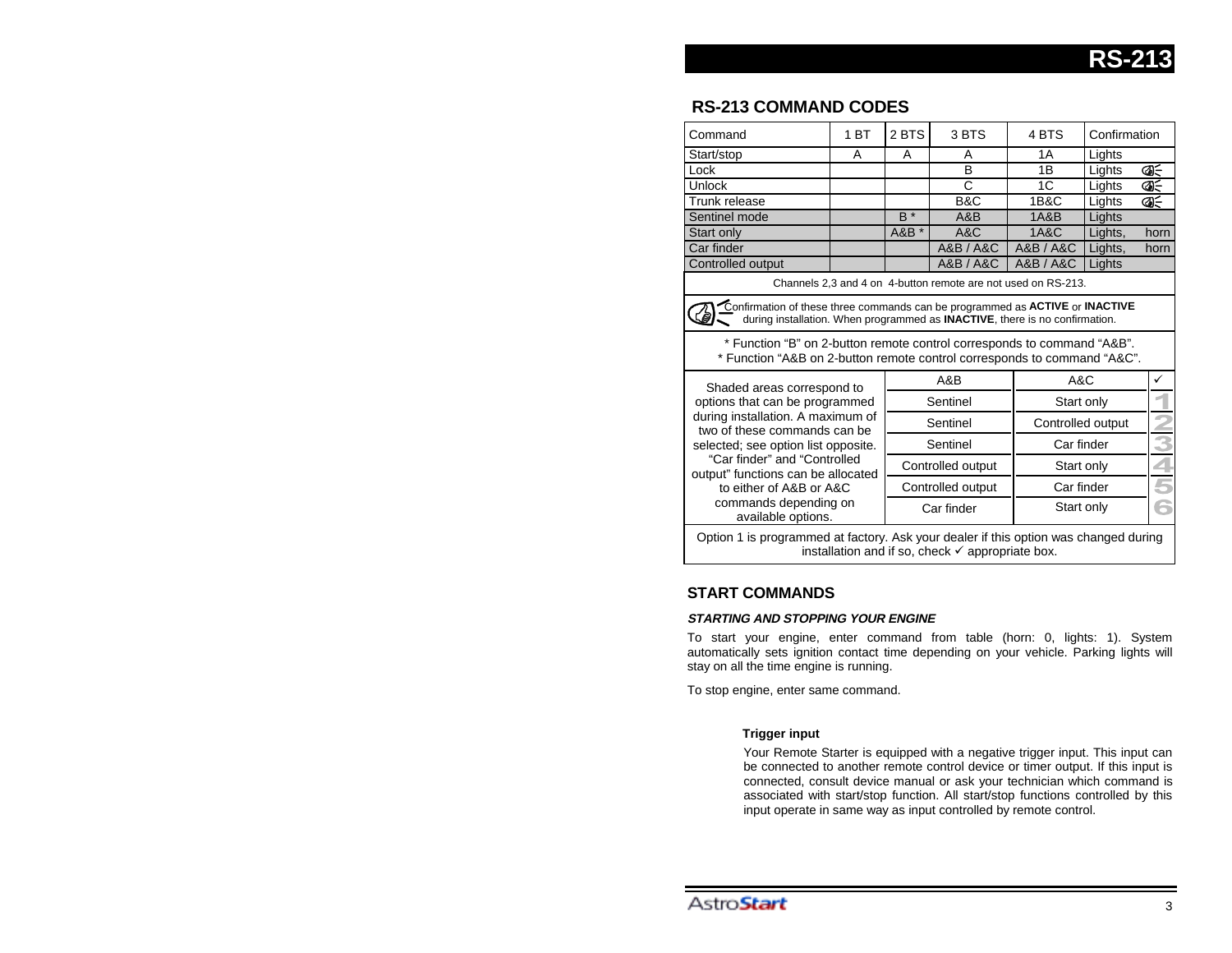## RS-213 COMMAND CODES

| Command | 1 BT | 2 BTS | 3 BTS | 4 BTS | Confirmation |
|---|---|---|---|---|---|
| Start/stop | A | A | A | 1A | Lights |
| Lock | | | B | 1B | Lights |
| Unlock | | | C | 1C | Lights |
| Trunk release | | | B&C | 1B&C | Lights |
| Sentinel mode | | B * | A&B | 1A&B | Lights |
| Start only | | A&B * | A&C | 1A&C | Lights, horn |
| Car finder | | | A&B / A&C | A&B / A&C | Lights, horn |
| Controlled output | | | A&B / A&C | A&B / A&C | Lights |

Channels 2,3 and 4 on 4-button remote are not used on RS-213.

Confirmation of these three commands can be programmed as **ACTIVE** or **INACTIVE** during installation. When programmed as **INACTIVE**, there is no confirmation.

* Function "B" on 2-button remote control corresponds to command "A&B".
* Function "A&B on 2-button remote control corresponds to command "A&C".

Shaded areas correspond to options that can be programmed during installation. A maximum of two of these commands can be selected; see option list opposite. "Car finder" and "Controlled output" functions can be allocated to either of A&B or A&C commands depending on available options.

| | A&B | A&C | ✓ |
|---|---|---|---|
| 1 | Sentinel | Start only | |
| 2 | Sentinel | Controlled output | |
| 3 | Sentinel | Car finder | |
| 4 | Controlled output | Start only | |
| 5 | Controlled output | Car finder | |
| 6 | Car finder | Start only | |

Option 1 is programmed at factory. Ask your dealer if this option was changed during installation and if so, check ✓ appropriate box.

## START COMMANDS

***STARTING AND STOPPING YOUR ENGINE***

To start your engine, enter command from table (horn: 0, lights: 1). System automatically sets ignition contact time depending on your vehicle. Parking lights will stay on all the time engine is running.

To stop engine, enter same command.

**Trigger input**

Your Remote Starter is equipped with a negative trigger input. This input can be connected to another remote control device or timer output. If this input is connected, consult device manual or ask your technician which command is associated with start/stop function. All start/stop functions controlled by this input operate in same way as input controlled by remote control.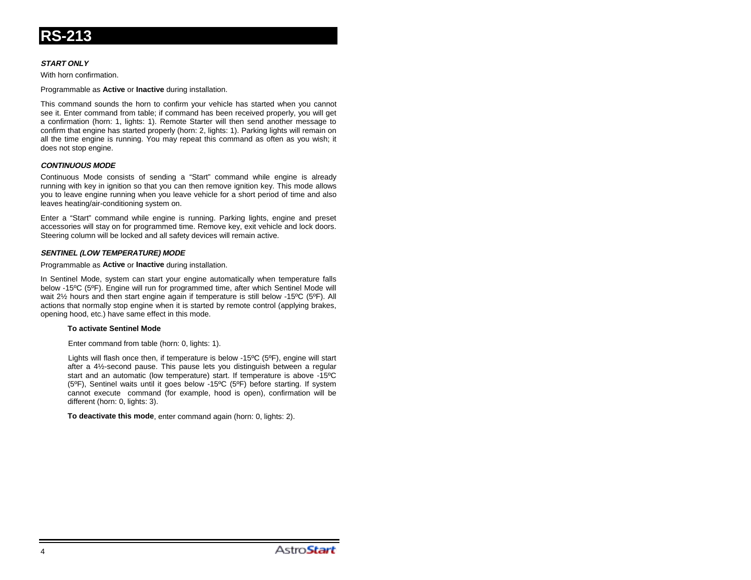# RS-213

***START ONLY***

With horn confirmation.

Programmable as **Active** or **Inactive** during installation.

This command sounds the horn to confirm your vehicle has started when you cannot see it. Enter command from table; if command has been received properly, you will get a confirmation (horn: 1, lights: 1). Remote Starter will then send another message to confirm that engine has started properly (horn: 2, lights: 1). Parking lights will remain on all the time engine is running. You may repeat this command as often as you wish; it does not stop engine.

***CONTINUOUS MODE***

Continuous Mode consists of sending a “Start” command while engine is already running with key in ignition so that you can then remove ignition key. This mode allows you to leave engine running when you leave vehicle for a short period of time and also leaves heating/air-conditioning system on.

Enter a “Start” command while engine is running. Parking lights, engine and preset accessories will stay on for programmed time. Remove key, exit vehicle and lock doors. Steering column will be locked and all safety devices will remain active.

***SENTINEL (LOW TEMPERATURE) MODE***

Programmable as **Active** or **Inactive** during installation.

In Sentinel Mode, system can start your engine automatically when temperature falls below -15ºC (5ºF). Engine will run for programmed time, after which Sentinel Mode will wait 2½ hours and then start engine again if temperature is still below -15ºC (5ºF). All actions that normally stop engine when it is started by remote control (applying brakes, opening hood, etc.) have same effect in this mode.

**To activate Sentinel Mode**

Enter command from table (horn: 0, lights: 1).

Lights will flash once then, if temperature is below -15ºC (5ºF), engine will start after a 4½-second pause. This pause lets you distinguish between a regular start and an automatic (low temperature) start. If temperature is above -15ºC (5ºF), Sentinel waits until it goes below -15ºC (5ºF) before starting. If system cannot execute command (for example, hood is open), confirmation will be different (horn: 0, lights: 3).

**To deactivate this mode**, enter command again (horn: 0, lights: 2).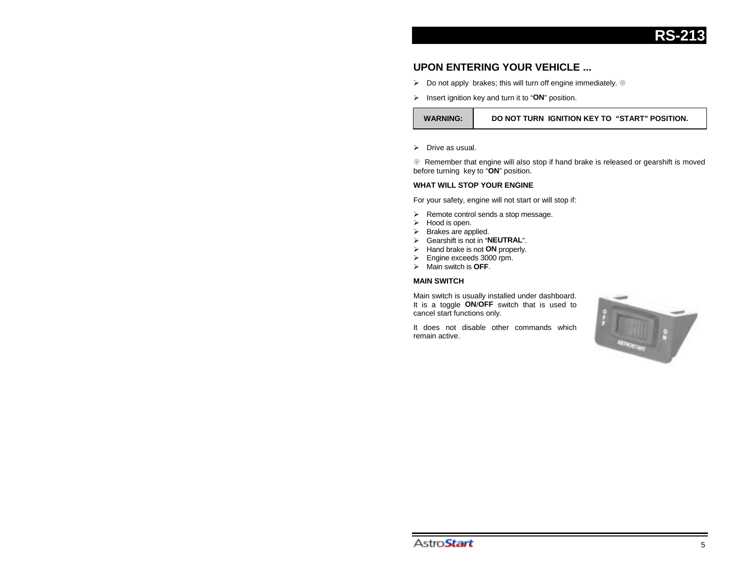## UPON ENTERING YOUR VEHICLE ...

- Do not apply brakes; this will turn off engine immediately. ☹
- Insert ignition key and turn it to "**ON**" position.

| WARNING: | DO NOT TURN IGNITION KEY TO "START" POSITION. |
|---|---|

- Drive as usual.

☹ Remember that engine will also stop if hand brake is released or gearshift is moved before turning key to "**ON**" position.

**WHAT WILL STOP YOUR ENGINE**

For your safety, engine will not start or will stop if:

- Remote control sends a stop message.
- Hood is open.
- Brakes are applied.
- Gearshift is not in "**NEUTRAL**".
- Hand brake is not **ON** properly.
- Engine exceeds 3000 rpm.
- Main switch is **OFF**.

**MAIN SWITCH**

Main switch is usually installed under dashboard. It is a toggle **ON**/**OFF** switch that is used to cancel start functions only.

It does not disable other commands which remain active.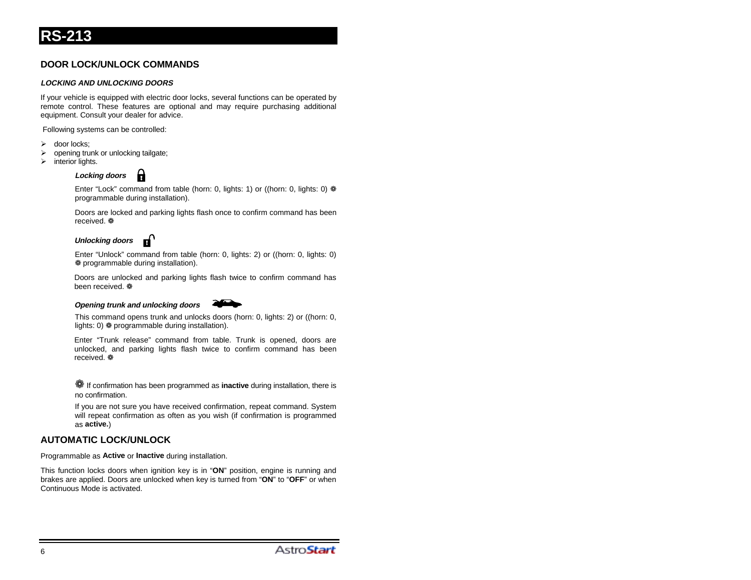# RS-213

## DOOR LOCK/UNLOCK COMMANDS

### *LOCKING AND UNLOCKING DOORS*

If your vehicle is equipped with electric door locks, several functions can be operated by remote control. These features are optional and may require purchasing additional equipment. Consult your dealer for advice.

Following systems can be controlled:

- door locks;
- opening trunk or unlocking tailgate;
- interior lights.

***Locking doors***

Enter “Lock” command from table (horn: 0, lights: 1) or ((horn: 0, lights: 0) ❁ programmable during installation).

Doors are locked and parking lights flash once to confirm command has been received. ❁

***Unlocking doors***

Enter “Unlock” command from table (horn: 0, lights: 2) or ((horn: 0, lights: 0) ❁ programmable during installation).

Doors are unlocked and parking lights flash twice to confirm command has been received. ❁

***Opening trunk and unlocking doors***

This command opens trunk and unlocks doors (horn: 0, lights: 2) or ((horn: 0, lights: 0) ❁ programmable during installation).

Enter “Trunk release” command from table. Trunk is opened, doors are unlocked, and parking lights flash twice to confirm command has been received. ❁

❁ If confirmation has been programmed as **inactive** during installation, there is no confirmation.

If you are not sure you have received confirmation, repeat command. System will repeat confirmation as often as you wish (if confirmation is programmed as **active.**)

## AUTOMATIC LOCK/UNLOCK

Programmable as **Active** or **Inactive** during installation.

This function locks doors when ignition key is in “**ON**” position, engine is running and brakes are applied. Doors are unlocked when key is turned from “**ON**” to “**OFF**” or when Continuous Mode is activated.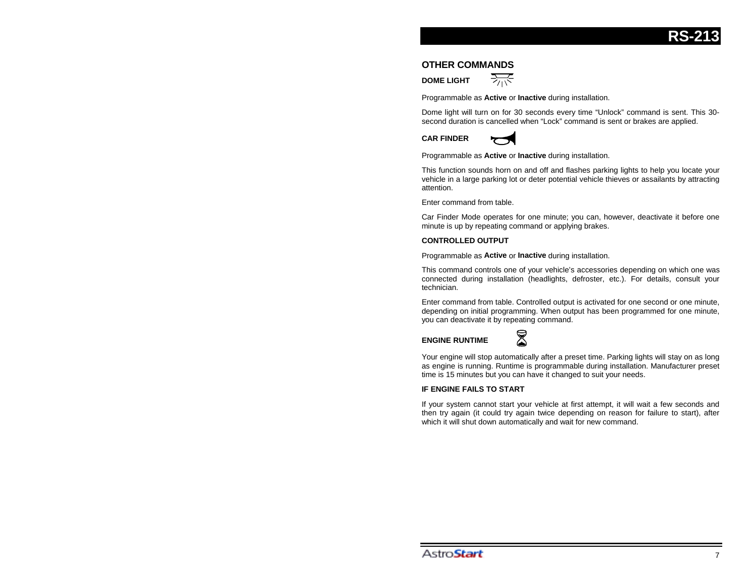## OTHER COMMANDS

### DOME LIGHT

Programmable as **Active** or **Inactive** during installation.

Dome light will turn on for 30 seconds every time "Unlock" command is sent. This 30-second duration is cancelled when "Lock" command is sent or brakes are applied.

### CAR FINDER

Programmable as **Active** or **Inactive** during installation.

This function sounds horn on and off and flashes parking lights to help you locate your vehicle in a large parking lot or deter potential vehicle thieves or assailants by attracting attention.

Enter command from table.

Car Finder Mode operates for one minute; you can, however, deactivate it before one minute is up by repeating command or applying brakes.

### CONTROLLED OUTPUT

Programmable as **Active** or **Inactive** during installation.

This command controls one of your vehicle's accessories depending on which one was connected during installation (headlights, defroster, etc.). For details, consult your technician.

Enter command from table. Controlled output is activated for one second or one minute, depending on initial programming. When output has been programmed for one minute, you can deactivate it by repeating command.

### ENGINE RUNTIME

Your engine will stop automatically after a preset time. Parking lights will stay on as long as engine is running. Runtime is programmable during installation. Manufacturer preset time is 15 minutes but you can have it changed to suit your needs.

### IF ENGINE FAILS TO START

If your system cannot start your vehicle at first attempt, it will wait a few seconds and then try again (it could try again twice depending on reason for failure to start), after which it will shut down automatically and wait for new command.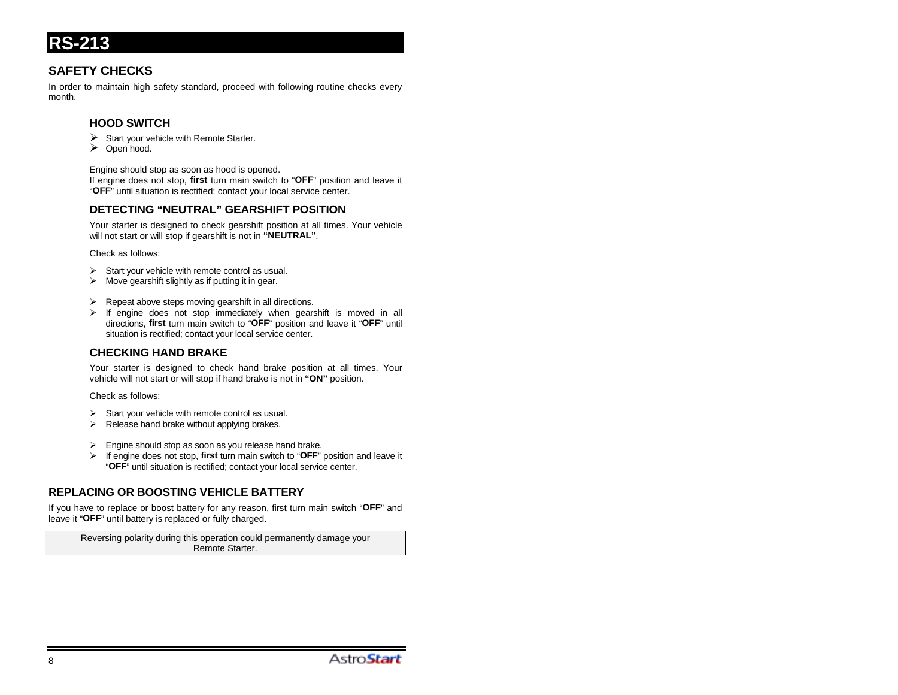# RS-213

## SAFETY CHECKS

In order to maintain high safety standard, proceed with following routine checks every month.

### HOOD SWITCH

- Start your vehicle with Remote Starter.
- Open hood.

Engine should stop as soon as hood is opened.
If engine does not stop, **first** turn main switch to "**OFF**" position and leave it "**OFF**" until situation is rectified; contact your local service center.

### DETECTING "NEUTRAL" GEARSHIFT POSITION

Your starter is designed to check gearshift position at all times. Your vehicle will not start or will stop if gearshift is not in **"NEUTRAL"**.

Check as follows:

- Start your vehicle with remote control as usual.
- Move gearshift slightly as if putting it in gear.

- Repeat above steps moving gearshift in all directions.
- If engine does not stop immediately when gearshift is moved in all directions, **first** turn main switch to "**OFF**" position and leave it "**OFF**" until situation is rectified; contact your local service center.

### CHECKING HAND BRAKE

Your starter is designed to check hand brake position at all times. Your vehicle will not start or will stop if hand brake is not in **"ON"** position.

Check as follows:

- Start your vehicle with remote control as usual.
- Release hand brake without applying brakes.

- Engine should stop as soon as you release hand brake.
- If engine does not stop, **first** turn main switch to "**OFF**" position and leave it "**OFF**" until situation is rectified; contact your local service center.

## REPLACING OR BOOSTING VEHICLE BATTERY

If you have to replace or boost battery for any reason, first turn main switch "**OFF**" and leave it "**OFF**" until battery is replaced or fully charged.

> Reversing polarity during this operation could permanently damage your Remote Starter.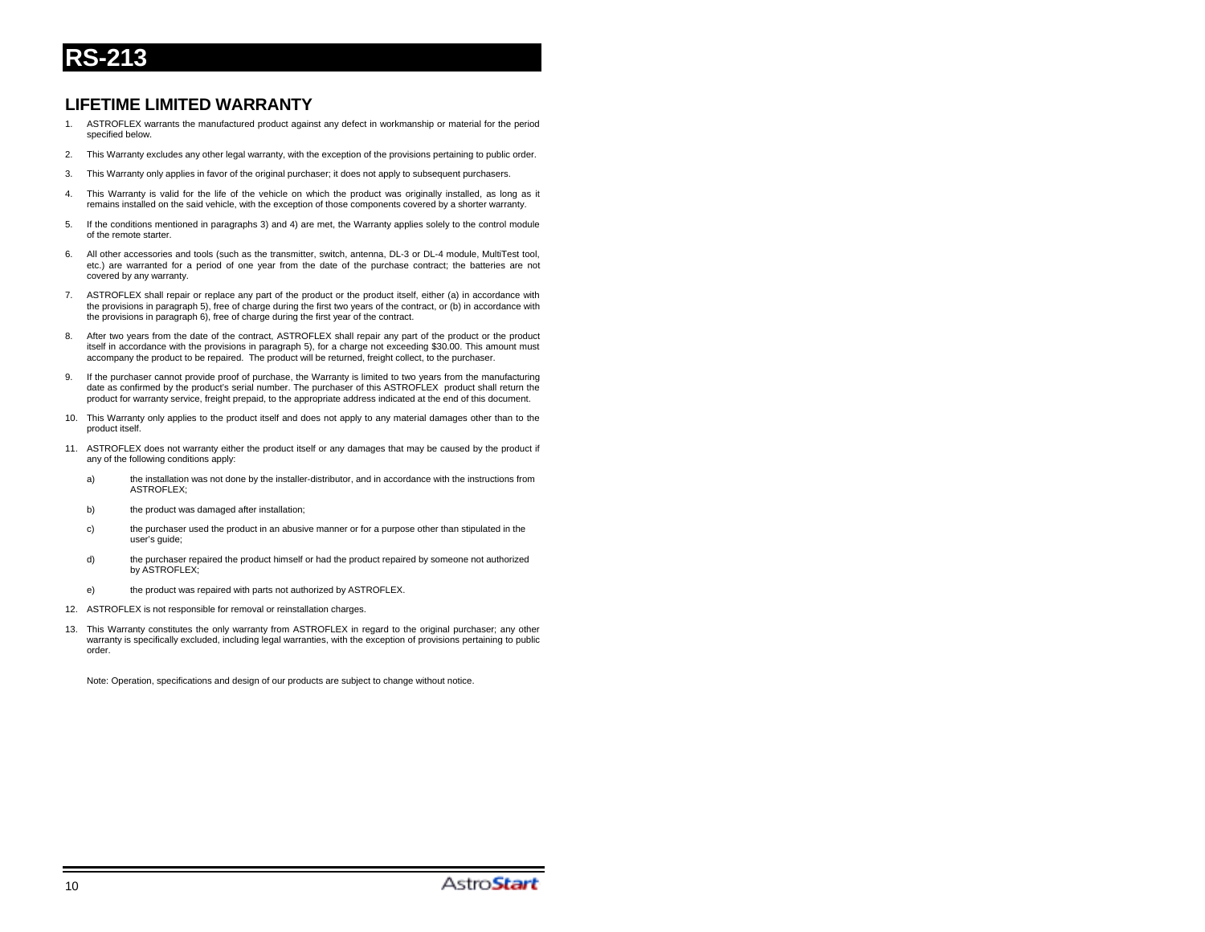# RS-213

## LIFETIME LIMITED WARRANTY

1. ASTROFLEX warrants the manufactured product against any defect in workmanship or material for the period specified below.

2. This Warranty excludes any other legal warranty, with the exception of the provisions pertaining to public order.

3. This Warranty only applies in favor of the original purchaser; it does not apply to subsequent purchasers.

4. This Warranty is valid for the life of the vehicle on which the product was originally installed, as long as it remains installed on the said vehicle, with the exception of those components covered by a shorter warranty.

5. If the conditions mentioned in paragraphs 3) and 4) are met, the Warranty applies solely to the control module of the remote starter.

6. All other accessories and tools (such as the transmitter, switch, antenna, DL-3 or DL-4 module, MultiTest tool, etc.) are warranted for a period of one year from the date of the purchase contract; the batteries are not covered by any warranty.

7. ASTROFLEX shall repair or replace any part of the product or the product itself, either (a) in accordance with the provisions in paragraph 5), free of charge during the first two years of the contract, or (b) in accordance with the provisions in paragraph 6), free of charge during the first year of the contract.

8. After two years from the date of the contract, ASTROFLEX shall repair any part of the product or the product itself in accordance with the provisions in paragraph 5), for a charge not exceeding $30.00. This amount must accompany the product to be repaired. The product will be returned, freight collect, to the purchaser.

9. If the purchaser cannot provide proof of purchase, the Warranty is limited to two years from the manufacturing date as confirmed by the product's serial number. The purchaser of this ASTROFLEX product shall return the product for warranty service, freight prepaid, to the appropriate address indicated at the end of this document.

10. This Warranty only applies to the product itself and does not apply to any material damages other than to the product itself.

11. ASTROFLEX does not warranty either the product itself or any damages that may be caused by the product if any of the following conditions apply:

    a) the installation was not done by the installer-distributor, and in accordance with the instructions from ASTROFLEX;

    b) the product was damaged after installation;

    c) the purchaser used the product in an abusive manner or for a purpose other than stipulated in the user's guide;

    d) the purchaser repaired the product himself or had the product repaired by someone not authorized by ASTROFLEX;

    e) the product was repaired with parts not authorized by ASTROFLEX.

12. ASTROFLEX is not responsible for removal or reinstallation charges.

13. This Warranty constitutes the only warranty from ASTROFLEX in regard to the original purchaser; any other warranty is specifically excluded, including legal warranties, with the exception of provisions pertaining to public order.

Note: Operation, specifications and design of our products are subject to change without notice.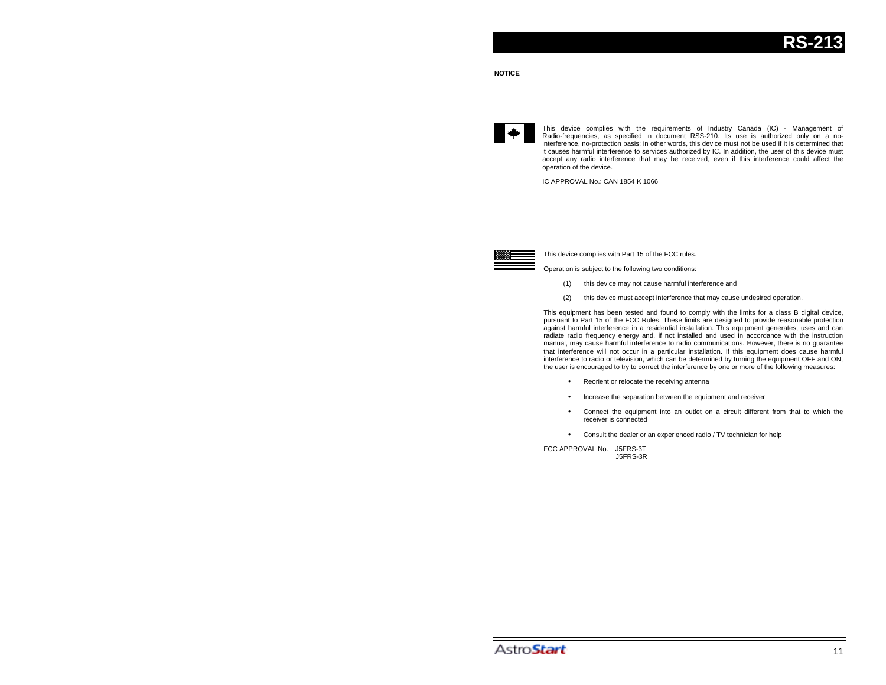**NOTICE**

This device complies with the requirements of Industry Canada (IC) - Management of Radio-frequencies, as specified in document RSS-210. Its use is authorized only on a no-interference, no-protection basis; in other words, this device must not be used if it is determined that it causes harmful interference to services authorized by IC. In addition, the user of this device must accept any radio interference that may be received, even if this interference could affect the operation of the device.

IC APPROVAL No.: CAN 1854 K 1066

This device complies with Part 15 of the FCC rules.

Operation is subject to the following two conditions:

(1) this device may not cause harmful interference and

(2) this device must accept interference that may cause undesired operation.

This equipment has been tested and found to comply with the limits for a class B digital device, pursuant to Part 15 of the FCC Rules. These limits are designed to provide reasonable protection against harmful interference in a residential installation. This equipment generates, uses and can radiate radio frequency energy and, if not installed and used in accordance with the instruction manual, may cause harmful interference to radio communications. However, there is no guarantee that interference will not occur in a particular installation. If this equipment does cause harmful interference to radio or television, which can be determined by turning the equipment OFF and ON, the user is encouraged to try to correct the interference by one or more of the following measures:

- Reorient or relocate the receiving antenna
- Increase the separation between the equipment and receiver
- Connect the equipment into an outlet on a circuit different from that to which the receiver is connected
- Consult the dealer or an experienced radio / TV technician for help

FCC APPROVAL No. J5FRS-3T
J5FRS-3R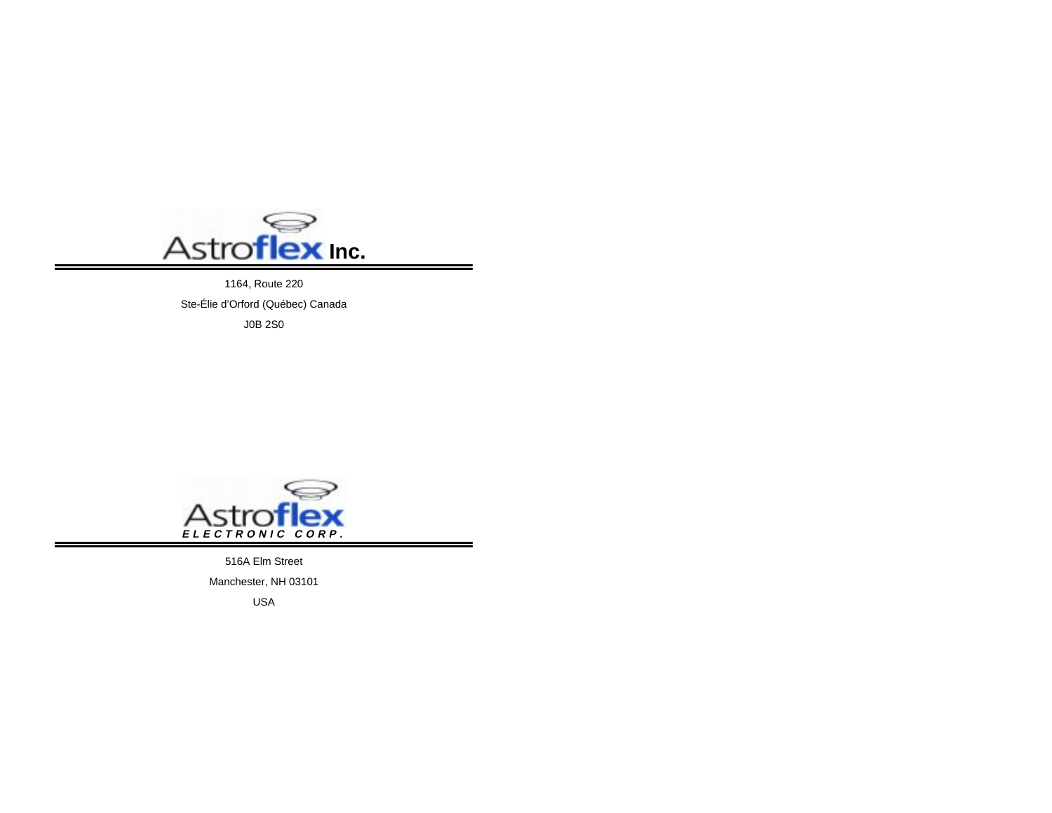**Astroflex Inc.**

---

1164, Route 220

Ste-Élie d'Orford (Québec) Canada

J0B 2S0

**Astroflex**

*ELECTRONIC CORP.*

---

516A Elm Street

Manchester, NH 03101

USA